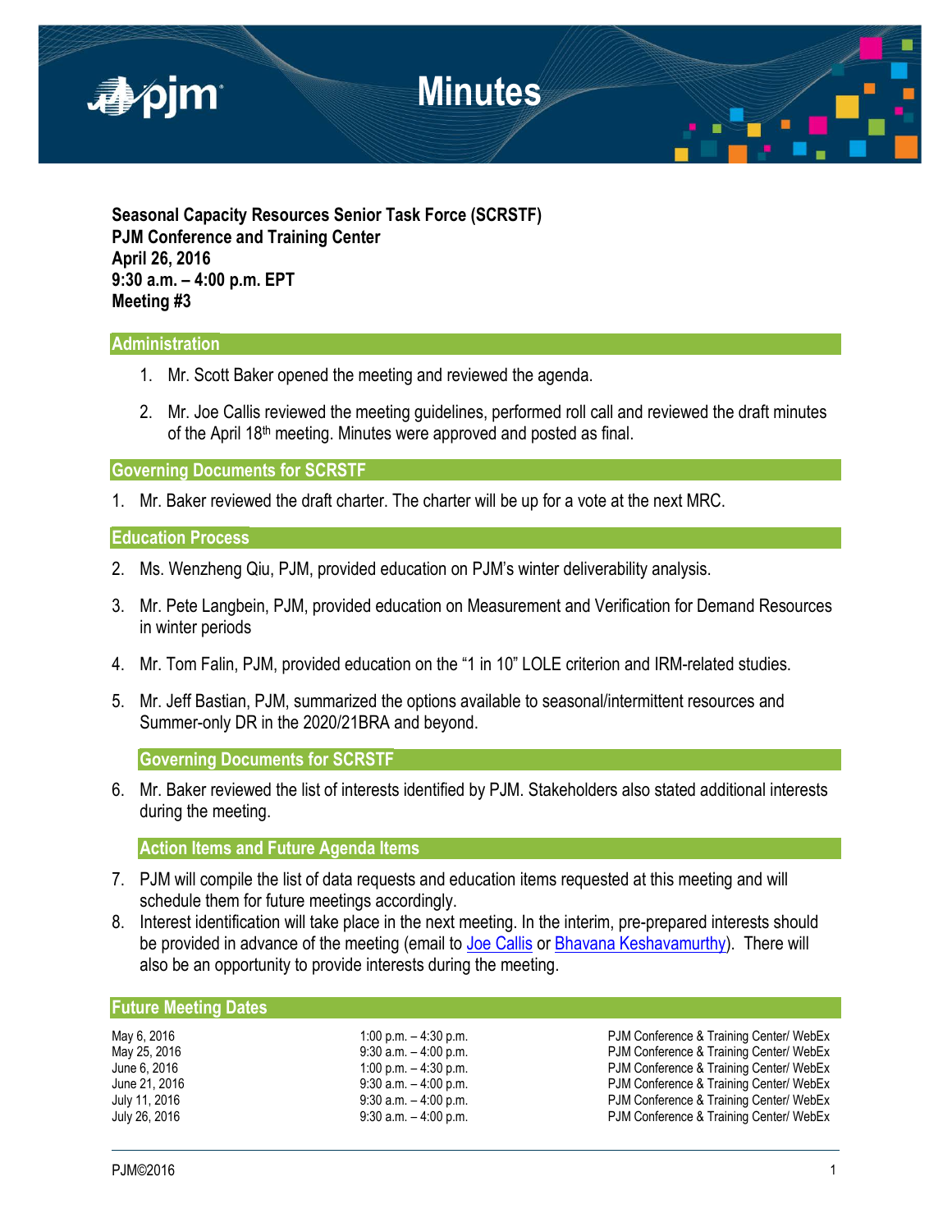# Minutes

**Seasonal Capacity Resources Senior Task Force (SCRSTF)**
**PJM Conference and Training Center**
**April 26, 2016**
**9:30 a.m. – 4:00 p.m. EPT**
**Meeting #3**

## Administration

1. Mr. Scott Baker opened the meeting and reviewed the agenda.
2. Mr. Joe Callis reviewed the meeting guidelines, performed roll call and reviewed the draft minutes of the April 18th meeting. Minutes were approved and posted as final.

## Governing Documents for SCRSTF

1. Mr. Baker reviewed the draft charter. The charter will be up for a vote at the next MRC.

## Education Process

2. Ms. Wenzheng Qiu, PJM, provided education on PJM's winter deliverability analysis.
3. Mr. Pete Langbein, PJM, provided education on Measurement and Verification for Demand Resources in winter periods
4. Mr. Tom Falin, PJM, provided education on the "1 in 10" LOLE criterion and IRM-related studies.
5. Mr. Jeff Bastian, PJM, summarized the options available to seasonal/intermittent resources and Summer-only DR in the 2020/21BRA and beyond.

## Governing Documents for SCRSTF

6. Mr. Baker reviewed the list of interests identified by PJM. Stakeholders also stated additional interests during the meeting.

## Action Items and Future Agenda Items

7. PJM will compile the list of data requests and education items requested at this meeting and will schedule them for future meetings accordingly.
8. Interest identification will take place in the next meeting. In the interim, pre-prepared interests should be provided in advance of the meeting (email to Joe Callis or Bhavana Keshavamurthy). There will also be an opportunity to provide interests during the meeting.

## Future Meeting Dates

| | | |
|---|---|---|
| May 6, 2016 | 1:00 p.m. – 4:30 p.m. | PJM Conference & Training Center/ WebEx |
| May 25, 2016 | 9:30 a.m. – 4:00 p.m. | PJM Conference & Training Center/ WebEx |
| June 6, 2016 | 1:00 p.m. – 4:30 p.m. | PJM Conference & Training Center/ WebEx |
| June 21, 2016 | 9:30 a.m. – 4:00 p.m. | PJM Conference & Training Center/ WebEx |
| July 11, 2016 | 9:30 a.m. – 4:00 p.m. | PJM Conference & Training Center/ WebEx |
| July 26, 2016 | 9:30 a.m. – 4:00 p.m. | PJM Conference & Training Center/ WebEx |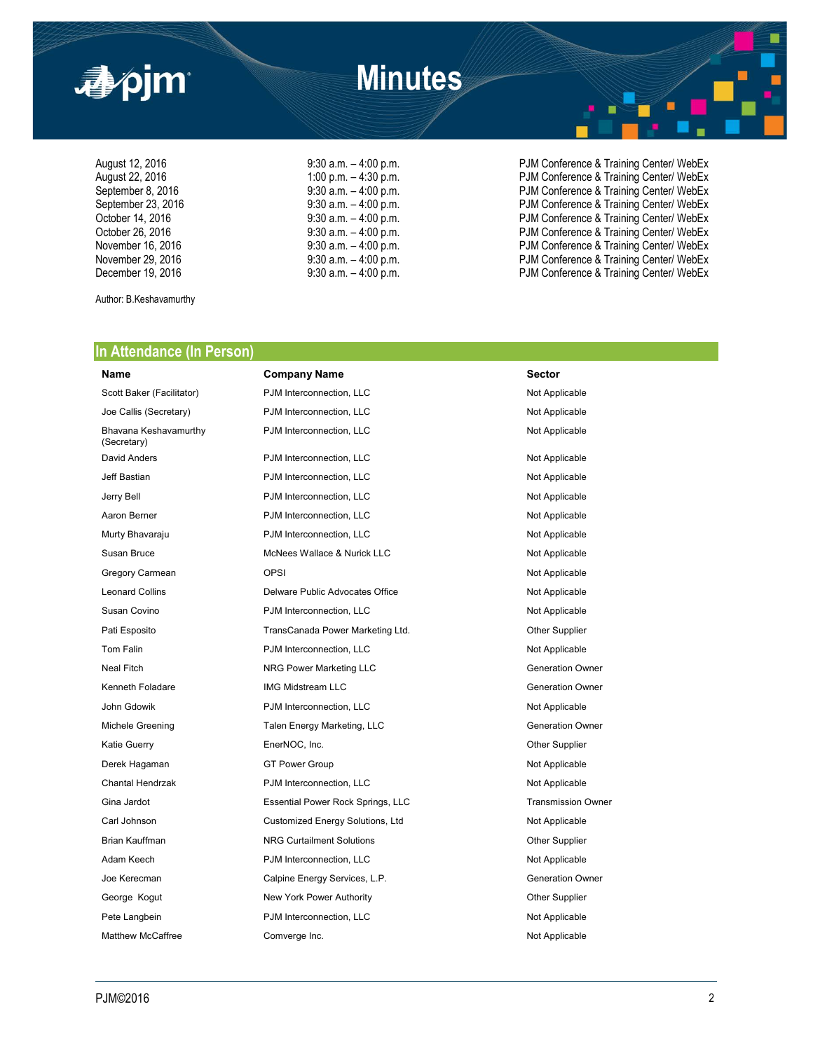| | | |
|---|---|---|
| August 12, 2016 | 9:30 a.m. – 4:00 p.m. | PJM Conference & Training Center/ WebEx |
| August 22, 2016 | 1:00 p.m. – 4:30 p.m. | PJM Conference & Training Center/ WebEx |
| September 8, 2016 | 9:30 a.m. – 4:00 p.m. | PJM Conference & Training Center/ WebEx |
| September 23, 2016 | 9:30 a.m. – 4:00 p.m. | PJM Conference & Training Center/ WebEx |
| October 14, 2016 | 9:30 a.m. – 4:00 p.m. | PJM Conference & Training Center/ WebEx |
| October 26, 2016 | 9:30 a.m. – 4:00 p.m. | PJM Conference & Training Center/ WebEx |
| November 16, 2016 | 9:30 a.m. – 4:00 p.m. | PJM Conference & Training Center/ WebEx |
| November 29, 2016 | 9:30 a.m. – 4:00 p.m. | PJM Conference & Training Center/ WebEx |
| December 19, 2016 | 9:30 a.m. – 4:00 p.m. | PJM Conference & Training Center/ WebEx |

Author: B.Keshavamurthy

## In Attendance (In Person)

| Name | Company Name | Sector |
|---|---|---|
| Scott Baker (Facilitator) | PJM Interconnection, LLC | Not Applicable |
| Joe Callis (Secretary) | PJM Interconnection, LLC | Not Applicable |
| Bhavana Keshavamurthy (Secretary) | PJM Interconnection, LLC | Not Applicable |
| David Anders | PJM Interconnection, LLC | Not Applicable |
| Jeff Bastian | PJM Interconnection, LLC | Not Applicable |
| Jerry Bell | PJM Interconnection, LLC | Not Applicable |
| Aaron Berner | PJM Interconnection, LLC | Not Applicable |
| Murty Bhavaraju | PJM Interconnection, LLC | Not Applicable |
| Susan Bruce | McNees Wallace & Nurick LLC | Not Applicable |
| Gregory Carmean | OPSI | Not Applicable |
| Leonard Collins | Delware Public Advocates Office | Not Applicable |
| Susan Covino | PJM Interconnection, LLC | Not Applicable |
| Pati Esposito | TransCanada Power Marketing Ltd. | Other Supplier |
| Tom Falin | PJM Interconnection, LLC | Not Applicable |
| Neal Fitch | NRG Power Marketing LLC | Generation Owner |
| Kenneth Foladare | IMG Midstream LLC | Generation Owner |
| John Gdowik | PJM Interconnection, LLC | Not Applicable |
| Michele Greening | Talen Energy Marketing, LLC | Generation Owner |
| Katie Guerry | EnerNOC, Inc. | Other Supplier |
| Derek Hagaman | GT Power Group | Not Applicable |
| Chantal Hendrzak | PJM Interconnection, LLC | Not Applicable |
| Gina Jardot | Essential Power Rock Springs, LLC | Transmission Owner |
| Carl Johnson | Customized Energy Solutions, Ltd | Not Applicable |
| Brian Kauffman | NRG Curtailment Solutions | Other Supplier |
| Adam Keech | PJM Interconnection, LLC | Not Applicable |
| Joe Kerecman | Calpine Energy Services, L.P. | Generation Owner |
| George Kogut | New York Power Authority | Other Supplier |
| Pete Langbein | PJM Interconnection, LLC | Not Applicable |
| Matthew McCaffree | Comverge Inc. | Not Applicable |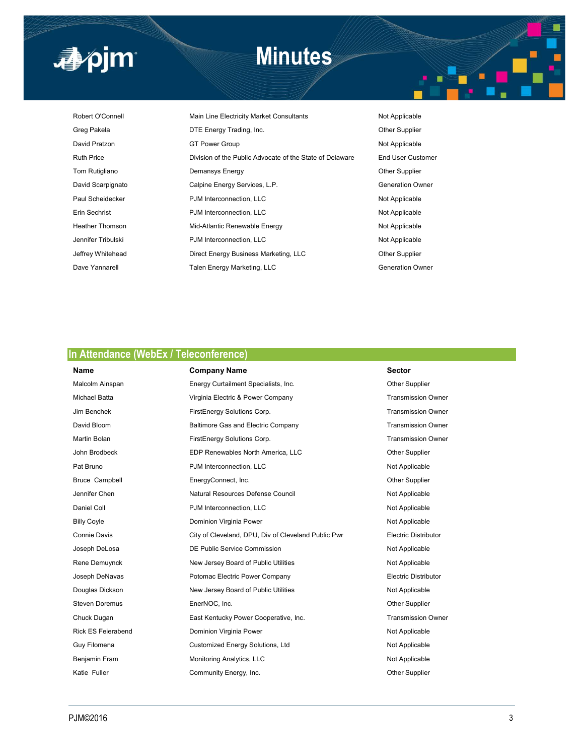| | | |
|---|---|---|
| Robert O'Connell | Main Line Electricity Market Consultants | Not Applicable |
| Greg Pakela | DTE Energy Trading, Inc. | Other Supplier |
| David Pratzon | GT Power Group | Not Applicable |
| Ruth Price | Division of the Public Advocate of the State of Delaware | End User Customer |
| Tom Rutigliano | Demansys Energy | Other Supplier |
| David Scarpignato | Calpine Energy Services, L.P. | Generation Owner |
| Paul Scheidecker | PJM Interconnection, LLC | Not Applicable |
| Erin Sechrist | PJM Interconnection, LLC | Not Applicable |
| Heather Thomson | Mid-Atlantic Renewable Energy | Not Applicable |
| Jennifer Tribulski | PJM Interconnection, LLC | Not Applicable |
| Jeffrey Whitehead | Direct Energy Business Marketing, LLC | Other Supplier |
| Dave Yannarell | Talen Energy Marketing, LLC | Generation Owner |

## In Attendance (WebEx / Teleconference)

| Name | Company Name | Sector |
|---|---|---|
| Malcolm Ainspan | Energy Curtailment Specialists, Inc. | Other Supplier |
| Michael Batta | Virginia Electric & Power Company | Transmission Owner |
| Jim Benchek | FirstEnergy Solutions Corp. | Transmission Owner |
| David Bloom | Baltimore Gas and Electric Company | Transmission Owner |
| Martin Bolan | FirstEnergy Solutions Corp. | Transmission Owner |
| John Brodbeck | EDP Renewables North America, LLC | Other Supplier |
| Pat Bruno | PJM Interconnection, LLC | Not Applicable |
| Bruce Campbell | EnergyConnect, Inc. | Other Supplier |
| Jennifer Chen | Natural Resources Defense Council | Not Applicable |
| Daniel Coll | PJM Interconnection, LLC | Not Applicable |
| Billy Coyle | Dominion Virginia Power | Not Applicable |
| Connie Davis | City of Cleveland, DPU, Div of Cleveland Public Pwr | Electric Distributor |
| Joseph DeLosa | DE Public Service Commission | Not Applicable |
| Rene Demuynck | New Jersey Board of Public Utilities | Not Applicable |
| Joseph DeNavas | Potomac Electric Power Company | Electric Distributor |
| Douglas Dickson | New Jersey Board of Public Utilities | Not Applicable |
| Steven Doremus | EnerNOC, Inc. | Other Supplier |
| Chuck Dugan | East Kentucky Power Cooperative, Inc. | Transmission Owner |
| Rick ES Feierabend | Dominion Virginia Power | Not Applicable |
| Guy Filomena | Customized Energy Solutions, Ltd | Not Applicable |
| Benjamin Fram | Monitoring Analytics, LLC | Not Applicable |
| Katie Fuller | Community Energy, Inc. | Other Supplier |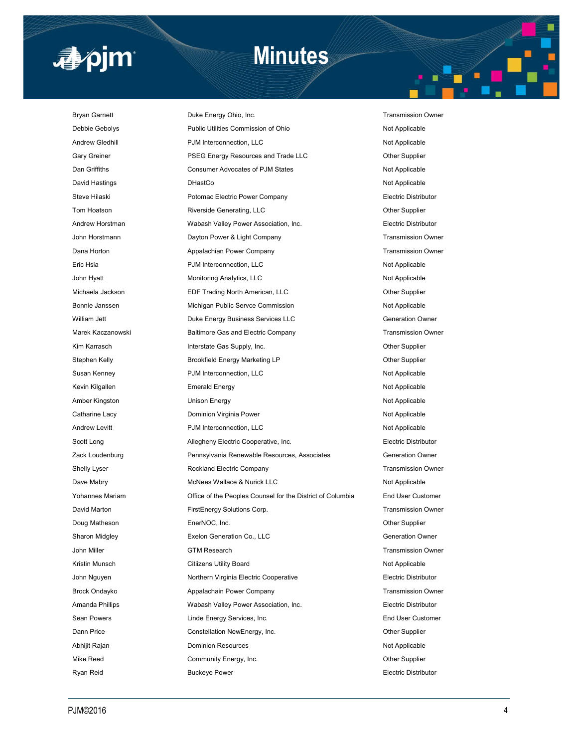| | | |
|---|---|---|
| Bryan Garnett | Duke Energy Ohio, Inc. | Transmission Owner |
| Debbie Gebolys | Public Utilities Commission of Ohio | Not Applicable |
| Andrew Gledhill | PJM Interconnection, LLC | Not Applicable |
| Gary Greiner | PSEG Energy Resources and Trade LLC | Other Supplier |
| Dan Griffiths | Consumer Advocates of PJM States | Not Applicable |
| David Hastings | DHastCo | Not Applicable |
| Steve Hilaski | Potomac Electric Power Company | Electric Distributor |
| Tom Hoatson | Riverside Generating, LLC | Other Supplier |
| Andrew Horstman | Wabash Valley Power Association, Inc. | Electric Distributor |
| John Horstmann | Dayton Power & Light Company | Transmission Owner |
| Dana Horton | Appalachian Power Company | Transmission Owner |
| Eric Hsia | PJM Interconnection, LLC | Not Applicable |
| John Hyatt | Monitoring Analytics, LLC | Not Applicable |
| Michaela Jackson | EDF Trading North American, LLC | Other Supplier |
| Bonnie Janssen | Michigan Public Servce Commission | Not Applicable |
| William Jett | Duke Energy Business Services LLC | Generation Owner |
| Marek Kaczanowski | Baltimore Gas and Electric Company | Transmission Owner |
| Kim Karrasch | Interstate Gas Supply, Inc. | Other Supplier |
| Stephen Kelly | Brookfield Energy Marketing LP | Other Supplier |
| Susan Kenney | PJM Interconnection, LLC | Not Applicable |
| Kevin Kilgallen | Emerald Energy | Not Applicable |
| Amber Kingston | Unison Energy | Not Applicable |
| Catharine Lacy | Dominion Virginia Power | Not Applicable |
| Andrew Levitt | PJM Interconnection, LLC | Not Applicable |
| Scott Long | Allegheny Electric Cooperative, Inc. | Electric Distributor |
| Zack Loudenburg | Pennsylvania Renewable Resources, Associates | Generation Owner |
| Shelly Lyser | Rockland Electric Company | Transmission Owner |
| Dave Mabry | McNees Wallace & Nurick LLC | Not Applicable |
| Yohannes Mariam | Office of the Peoples Counsel for the District of Columbia | End User Customer |
| David Marton | FirstEnergy Solutions Corp. | Transmission Owner |
| Doug Matheson | EnerNOC, Inc. | Other Supplier |
| Sharon Midgley | Exelon Generation Co., LLC | Generation Owner |
| John Miller | GTM Research | Transmission Owner |
| Kristin Munsch | Citiizens Utility Board | Not Applicable |
| John Nguyen | Northern Virginia Electric Cooperative | Electric Distributor |
| Brock Ondayko | Appalachain Power Company | Transmission Owner |
| Amanda Phillips | Wabash Valley Power Association, Inc. | Electric Distributor |
| Sean Powers | Linde Energy Services, Inc. | End User Customer |
| Dann Price | Constellation NewEnergy, Inc. | Other Supplier |
| Abhijit Rajan | Dominion Resources | Not Applicable |
| Mike Reed | Community Energy, Inc. | Other Supplier |
| Ryan Reid | Buckeye Power | Electric Distributor |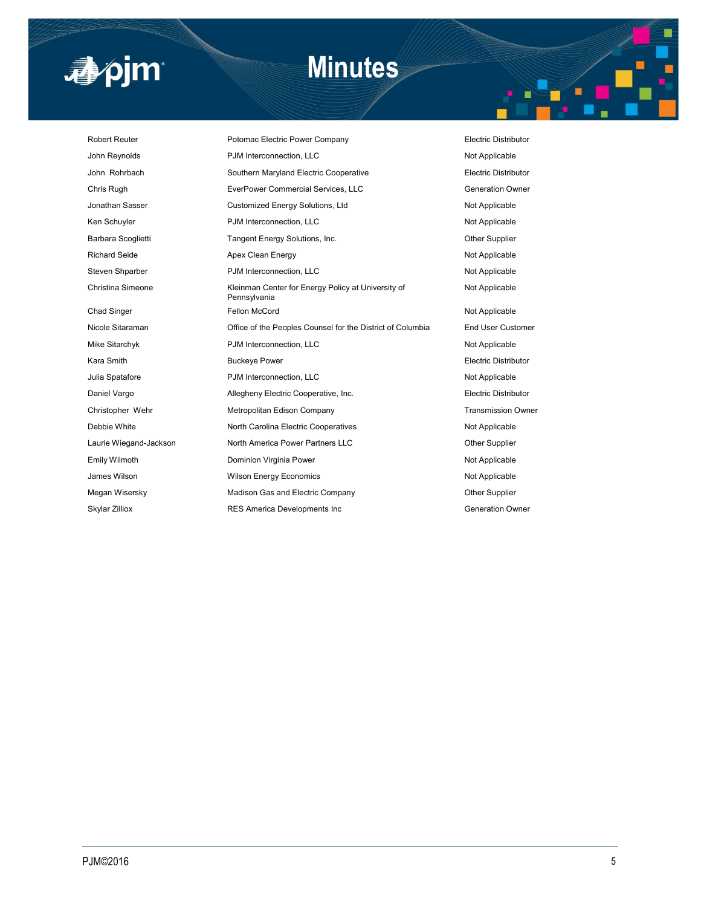| | | |
|---|---|---|
| Robert Reuter | Potomac Electric Power Company | Electric Distributor |
| John Reynolds | PJM Interconnection, LLC | Not Applicable |
| John Rohrbach | Southern Maryland Electric Cooperative | Electric Distributor |
| Chris Rugh | EverPower Commercial Services, LLC | Generation Owner |
| Jonathan Sasser | Customized Energy Solutions, Ltd | Not Applicable |
| Ken Schuyler | PJM Interconnection, LLC | Not Applicable |
| Barbara Scoglietti | Tangent Energy Solutions, Inc. | Other Supplier |
| Richard Seide | Apex Clean Energy | Not Applicable |
| Steven Shparber | PJM Interconnection, LLC | Not Applicable |
| Christina Simeone | Kleinman Center for Energy Policy at University of Pennsylvania | Not Applicable |
| Chad Singer | Fellon McCord | Not Applicable |
| Nicole Sitaraman | Office of the Peoples Counsel for the District of Columbia | End User Customer |
| Mike Sitarchyk | PJM Interconnection, LLC | Not Applicable |
| Kara Smith | Buckeye Power | Electric Distributor |
| Julia Spatafore | PJM Interconnection, LLC | Not Applicable |
| Daniel Vargo | Allegheny Electric Cooperative, Inc. | Electric Distributor |
| Christopher Wehr | Metropolitan Edison Company | Transmission Owner |
| Debbie White | North Carolina Electric Cooperatives | Not Applicable |
| Laurie Wiegand-Jackson | North America Power Partners LLC | Other Supplier |
| Emily Wilmoth | Dominion Virginia Power | Not Applicable |
| James Wilson | Wilson Energy Economics | Not Applicable |
| Megan Wisersky | Madison Gas and Electric Company | Other Supplier |
| Skylar Zilliox | RES America Developments Inc | Generation Owner |